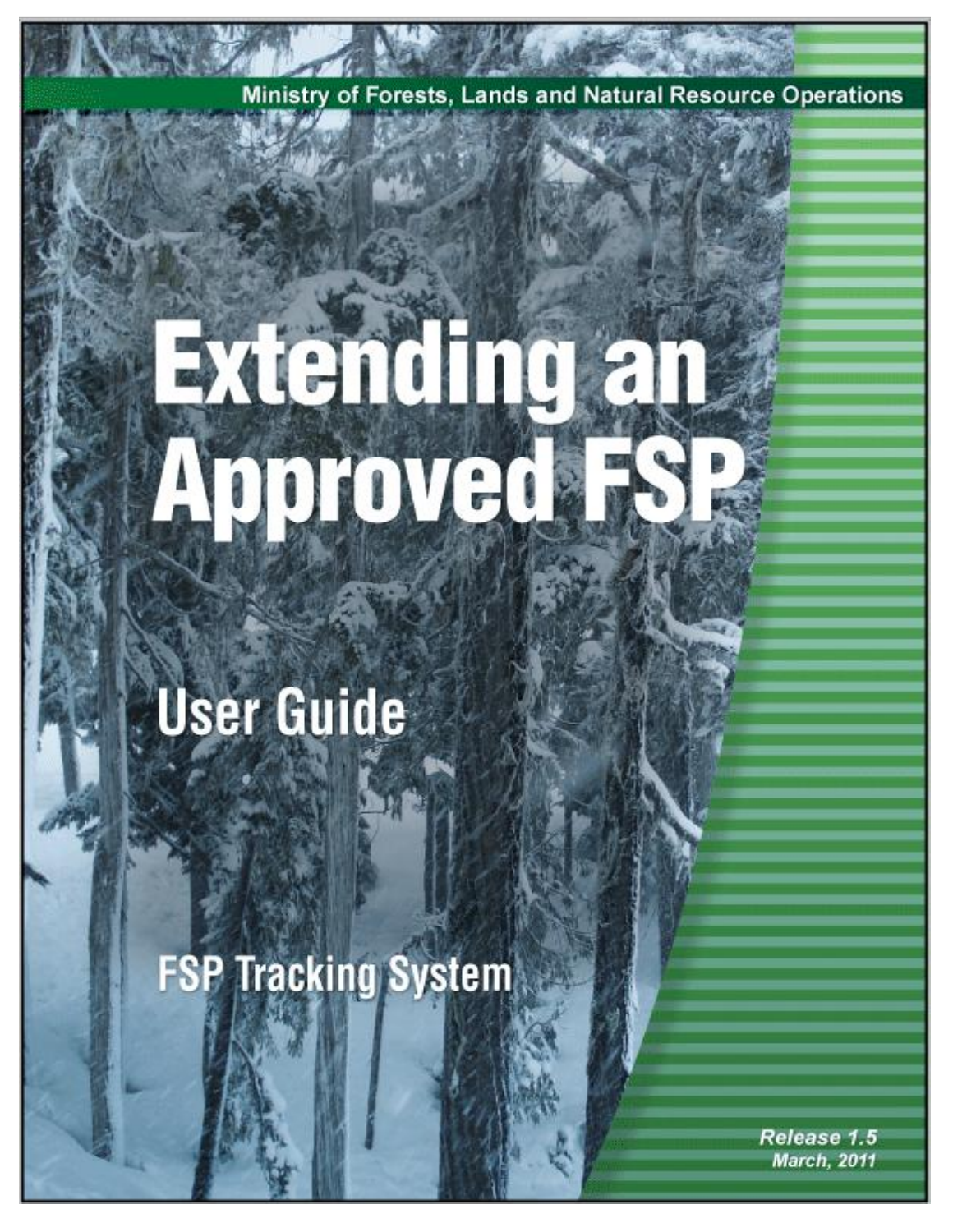Ministry of Forests, Lands and Natural Resource Operations

# Extending an Approved FSP

## User Guide

## FSP Tracking System

*Release 1.5*
*March, 2011*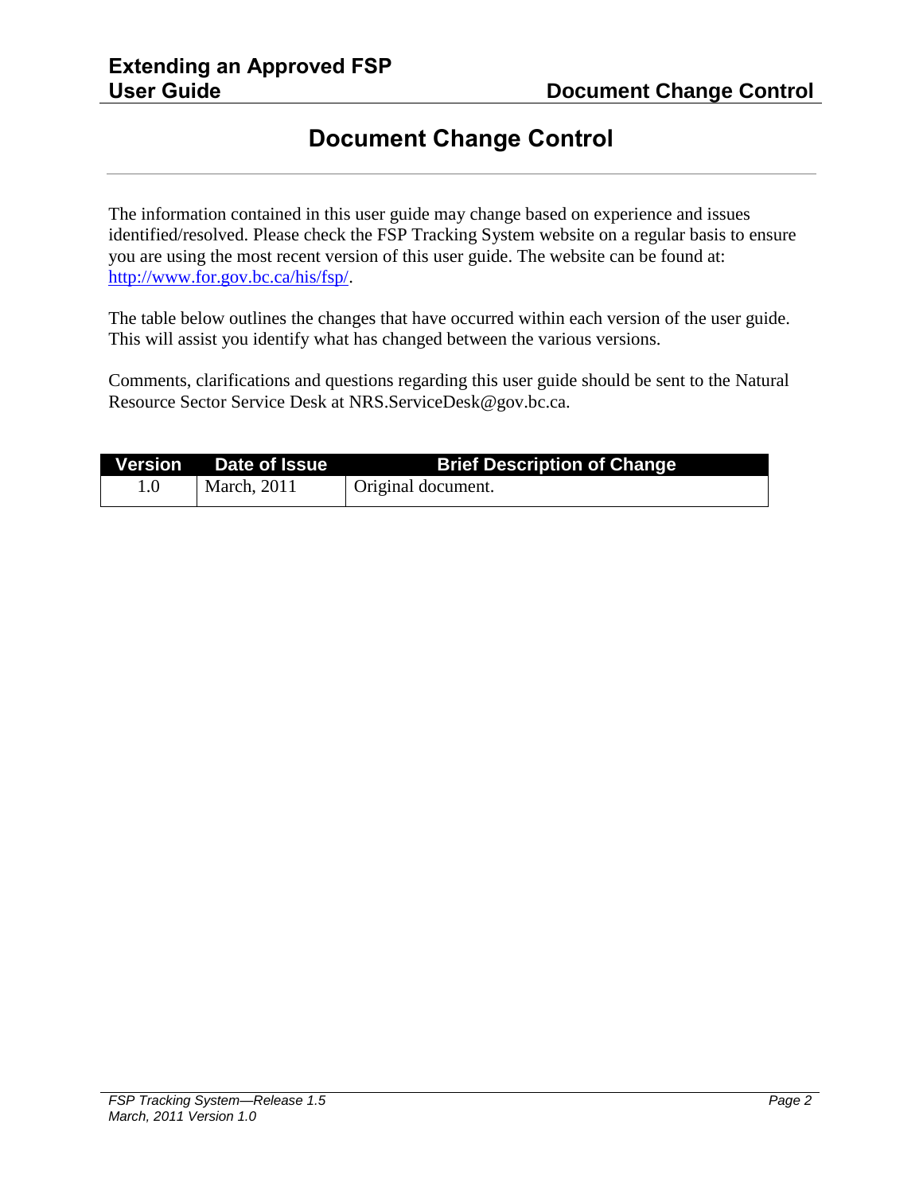# Document Change Control

The information contained in this user guide may change based on experience and issues identified/resolved. Please check the FSP Tracking System website on a regular basis to ensure you are using the most recent version of this user guide. The website can be found at: [http://www.for.gov.bc.ca/his/fsp/](http://www.for.gov.bc.ca/his/fsp/).

The table below outlines the changes that have occurred within each version of the user guide. This will assist you identify what has changed between the various versions.

Comments, clarifications and questions regarding this user guide should be sent to the Natural Resource Sector Service Desk at NRS.ServiceDesk@gov.bc.ca.

| Version | Date of Issue | Brief Description of Change |
|---|---|---|
| 1.0 | March, 2011 | Original document. |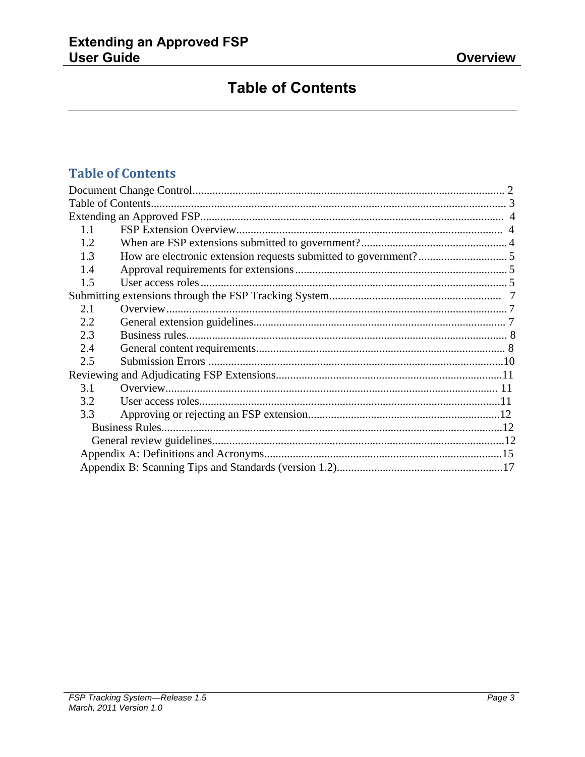# Table of Contents

## Table of Contents

Document Change Control........................................................................................................... 2
Table of Contents.......................................................................................................................... 3
Extending an Approved FSP......................................................................................................... 4
- 1.1 FSP Extension Overview............................................................................................ 4
- 1.2 When are FSP extensions submitted to government?.................................................. 4
- 1.3 How are electronic extension requests submitted to government?.............................. 5
- 1.4 Approval requirements for extensions......................................................................... 5
- 1.5 User access roles......................................................................................................... 5

Submitting extensions through the FSP Tracking System........................................................... 7
- 2.1 Overview...................................................................................................................... 7
- 2.2 General extension guidelines....................................................................................... 7
- 2.3 Business rules............................................................................................................... 8
- 2.4 General content requirements...................................................................................... 8
- 2.5 Submission Errors ......................................................................................................10

Reviewing and Adjudicating FSP Extensions..............................................................................11
- 3.1 Overview..................................................................................................................... 11
- 3.2 User access roles.........................................................................................................11
- 3.3 Approving or rejecting an FSP extension...................................................................12
  - Business Rules.......................................................................................................................12
  - General review guidelines.....................................................................................................12
- Appendix A: Definitions and Acronyms...................................................................................15
- Appendix B: Scanning Tips and Standards (version 1.2).........................................................17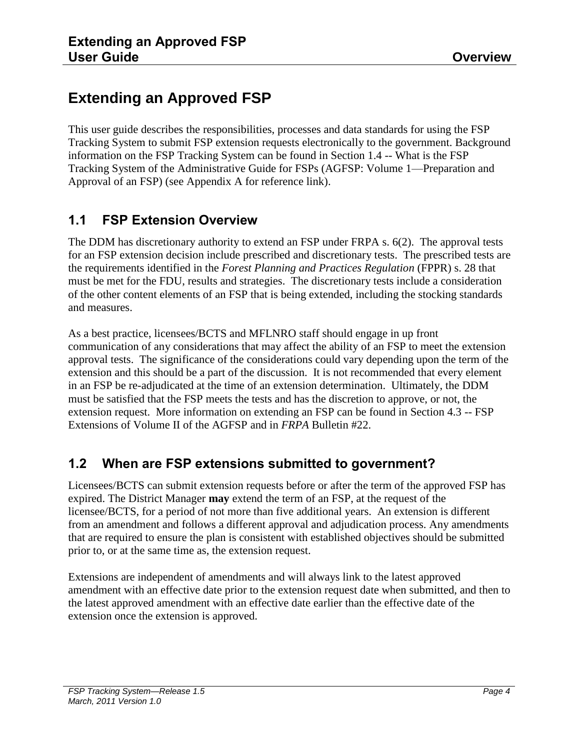# Extending an Approved FSP

This user guide describes the responsibilities, processes and data standards for using the FSP Tracking System to submit FSP extension requests electronically to the government. Background information on the FSP Tracking System can be found in Section 1.4 -- What is the FSP Tracking System of the Administrative Guide for FSPs (AGFSP: Volume 1—Preparation and Approval of an FSP) (see Appendix A for reference link).

## 1.1 FSP Extension Overview

The DDM has discretionary authority to extend an FSP under FRPA s. 6(2). The approval tests for an FSP extension decision include prescribed and discretionary tests. The prescribed tests are the requirements identified in the *Forest Planning and Practices Regulation* (FPPR) s. 28 that must be met for the FDU, results and strategies. The discretionary tests include a consideration of the other content elements of an FSP that is being extended, including the stocking standards and measures.

As a best practice, licensees/BCTS and MFLNRO staff should engage in up front communication of any considerations that may affect the ability of an FSP to meet the extension approval tests. The significance of the considerations could vary depending upon the term of the extension and this should be a part of the discussion. It is not recommended that every element in an FSP be re-adjudicated at the time of an extension determination. Ultimately, the DDM must be satisfied that the FSP meets the tests and has the discretion to approve, or not, the extension request. More information on extending an FSP can be found in Section 4.3 -- FSP Extensions of Volume II of the AGFSP and in *FRPA* Bulletin #22.

## 1.2 When are FSP extensions submitted to government?

Licensees/BCTS can submit extension requests before or after the term of the approved FSP has expired. The District Manager **may** extend the term of an FSP, at the request of the licensee/BCTS, for a period of not more than five additional years. An extension is different from an amendment and follows a different approval and adjudication process. Any amendments that are required to ensure the plan is consistent with established objectives should be submitted prior to, or at the same time as, the extension request.

Extensions are independent of amendments and will always link to the latest approved amendment with an effective date prior to the extension request date when submitted, and then to the latest approved amendment with an effective date earlier than the effective date of the extension once the extension is approved.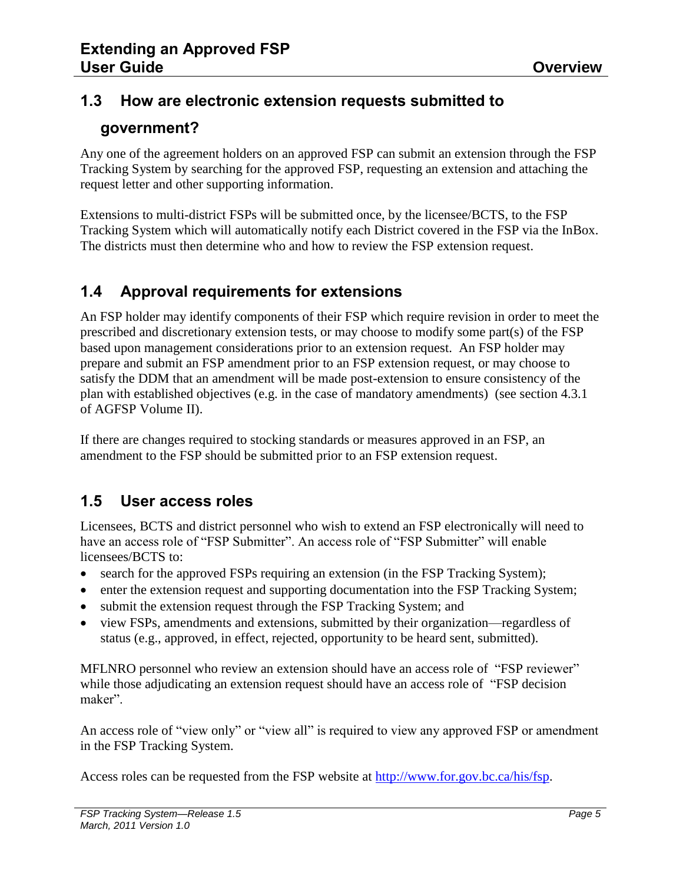## 1.3 How are electronic extension requests submitted to government?

Any one of the agreement holders on an approved FSP can submit an extension through the FSP Tracking System by searching for the approved FSP, requesting an extension and attaching the request letter and other supporting information.

Extensions to multi-district FSPs will be submitted once, by the licensee/BCTS, to the FSP Tracking System which will automatically notify each District covered in the FSP via the InBox. The districts must then determine who and how to review the FSP extension request.

## 1.4 Approval requirements for extensions

An FSP holder may identify components of their FSP which require revision in order to meet the prescribed and discretionary extension tests, or may choose to modify some part(s) of the FSP based upon management considerations prior to an extension request. An FSP holder may prepare and submit an FSP amendment prior to an FSP extension request, or may choose to satisfy the DDM that an amendment will be made post-extension to ensure consistency of the plan with established objectives (e.g. in the case of mandatory amendments) (see section 4.3.1 of AGFSP Volume II).

If there are changes required to stocking standards or measures approved in an FSP, an amendment to the FSP should be submitted prior to an FSP extension request.

## 1.5 User access roles

Licensees, BCTS and district personnel who wish to extend an FSP electronically will need to have an access role of "FSP Submitter". An access role of "FSP Submitter" will enable licensees/BCTS to:

- search for the approved FSPs requiring an extension (in the FSP Tracking System);
- enter the extension request and supporting documentation into the FSP Tracking System;
- submit the extension request through the FSP Tracking System; and
- view FSPs, amendments and extensions, submitted by their organization—regardless of status (e.g., approved, in effect, rejected, opportunity to be heard sent, submitted).

MFLNRO personnel who review an extension should have an access role of "FSP reviewer" while those adjudicating an extension request should have an access role of "FSP decision maker".

An access role of "view only" or "view all" is required to view any approved FSP or amendment in the FSP Tracking System.

Access roles can be requested from the FSP website at http://www.for.gov.bc.ca/his/fsp.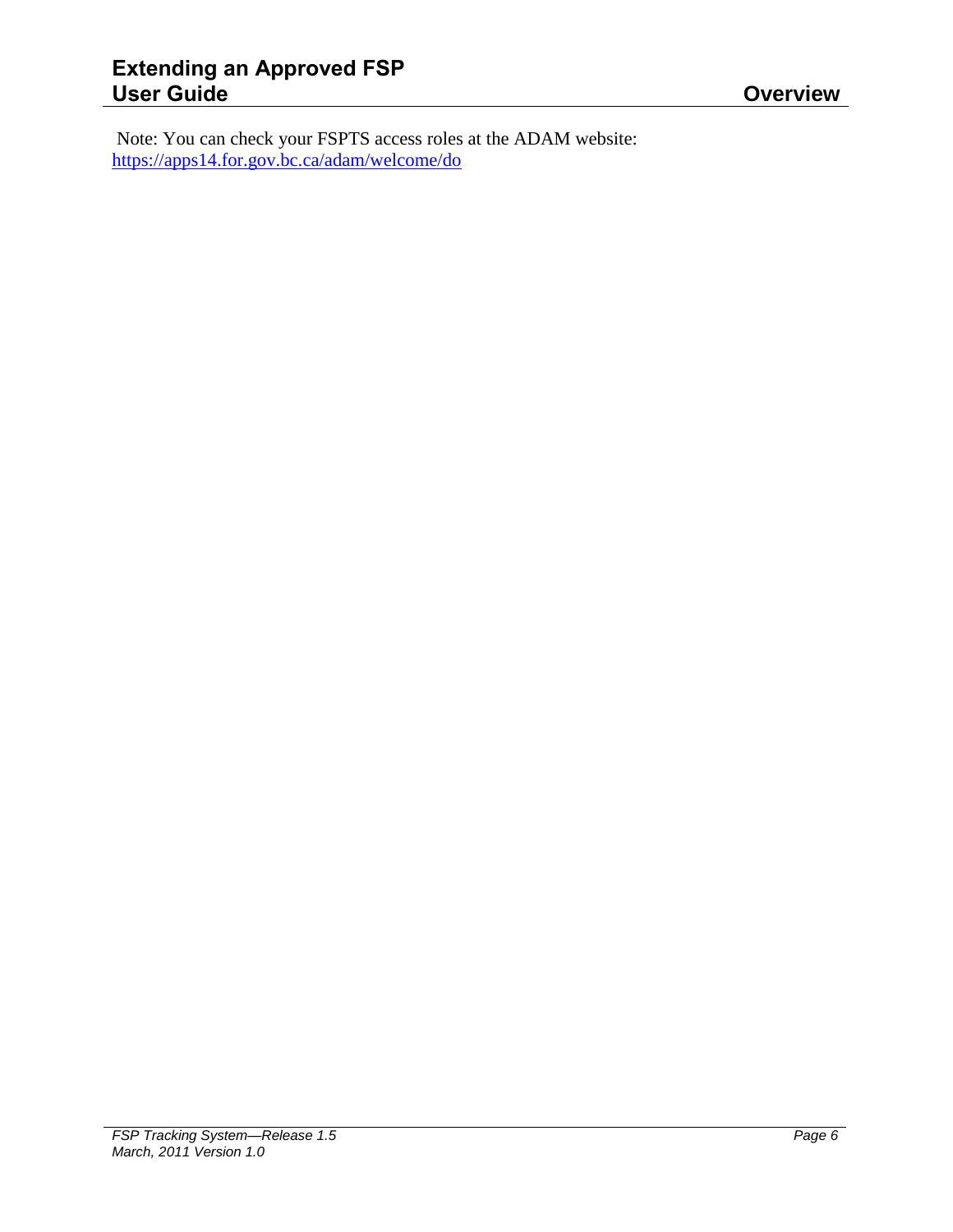Note: You can check your FSPTS access roles at the ADAM website: https://apps14.for.gov.bc.ca/adam/welcome/do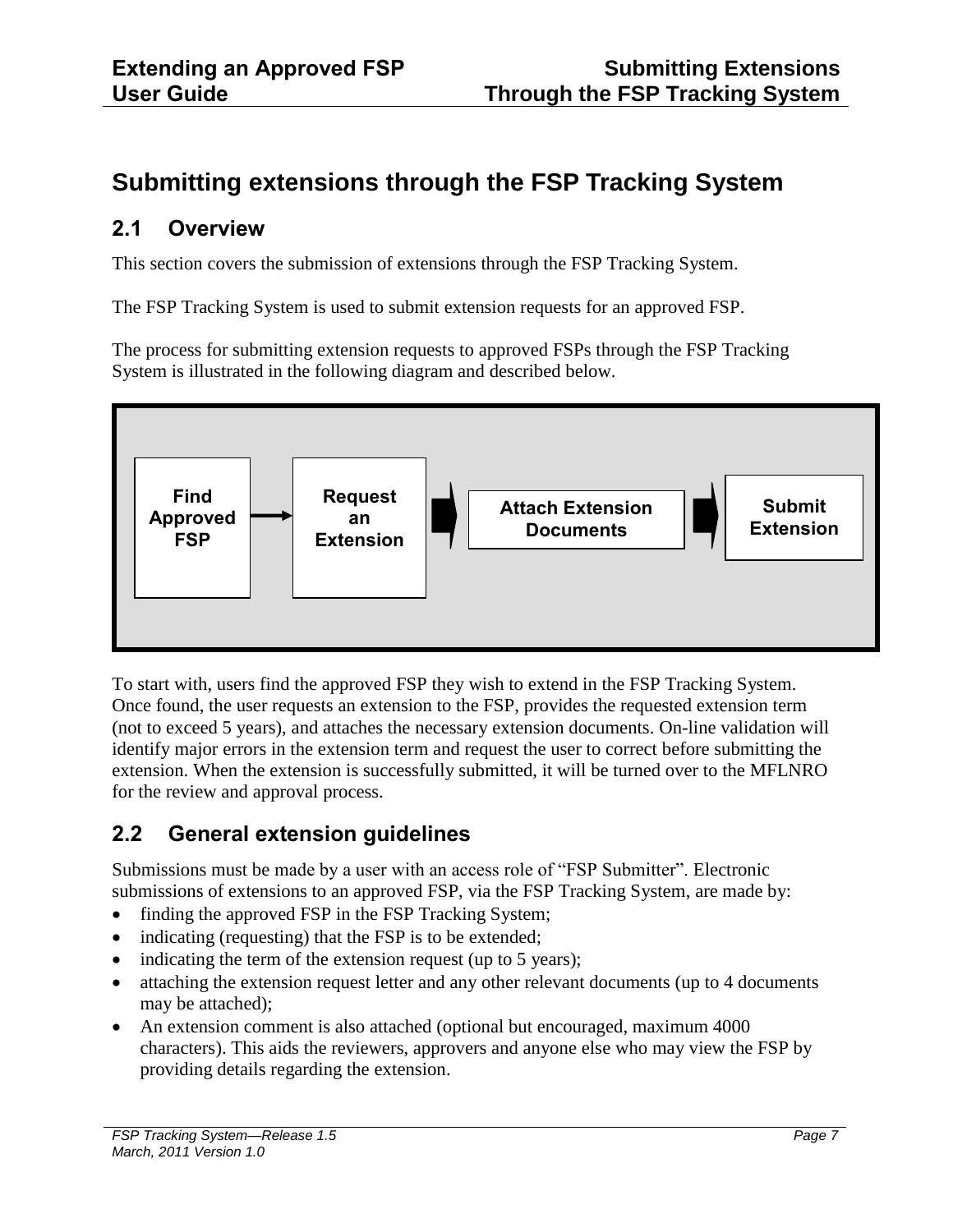# Submitting extensions through the FSP Tracking System

## 2.1 Overview

This section covers the submission of extensions through the FSP Tracking System.

The FSP Tracking System is used to submit extension requests for an approved FSP.

The process for submitting extension requests to approved FSPs through the FSP Tracking System is illustrated in the following diagram and described below.

**Find Approved FSP** → **Request an Extension** → **Attach Extension Documents** → **Submit Extension**

To start with, users find the approved FSP they wish to extend in the FSP Tracking System. Once found, the user requests an extension to the FSP, provides the requested extension term (not to exceed 5 years), and attaches the necessary extension documents. On-line validation will identify major errors in the extension term and request the user to correct before submitting the extension. When the extension is successfully submitted, it will be turned over to the MFLNRO for the review and approval process.

## 2.2 General extension guidelines

Submissions must be made by a user with an access role of "FSP Submitter". Electronic submissions of extensions to an approved FSP, via the FSP Tracking System, are made by:

- finding the approved FSP in the FSP Tracking System;
- indicating (requesting) that the FSP is to be extended;
- indicating the term of the extension request (up to 5 years);
- attaching the extension request letter and any other relevant documents (up to 4 documents may be attached);
- An extension comment is also attached (optional but encouraged, maximum 4000 characters). This aids the reviewers, approvers and anyone else who may view the FSP by providing details regarding the extension.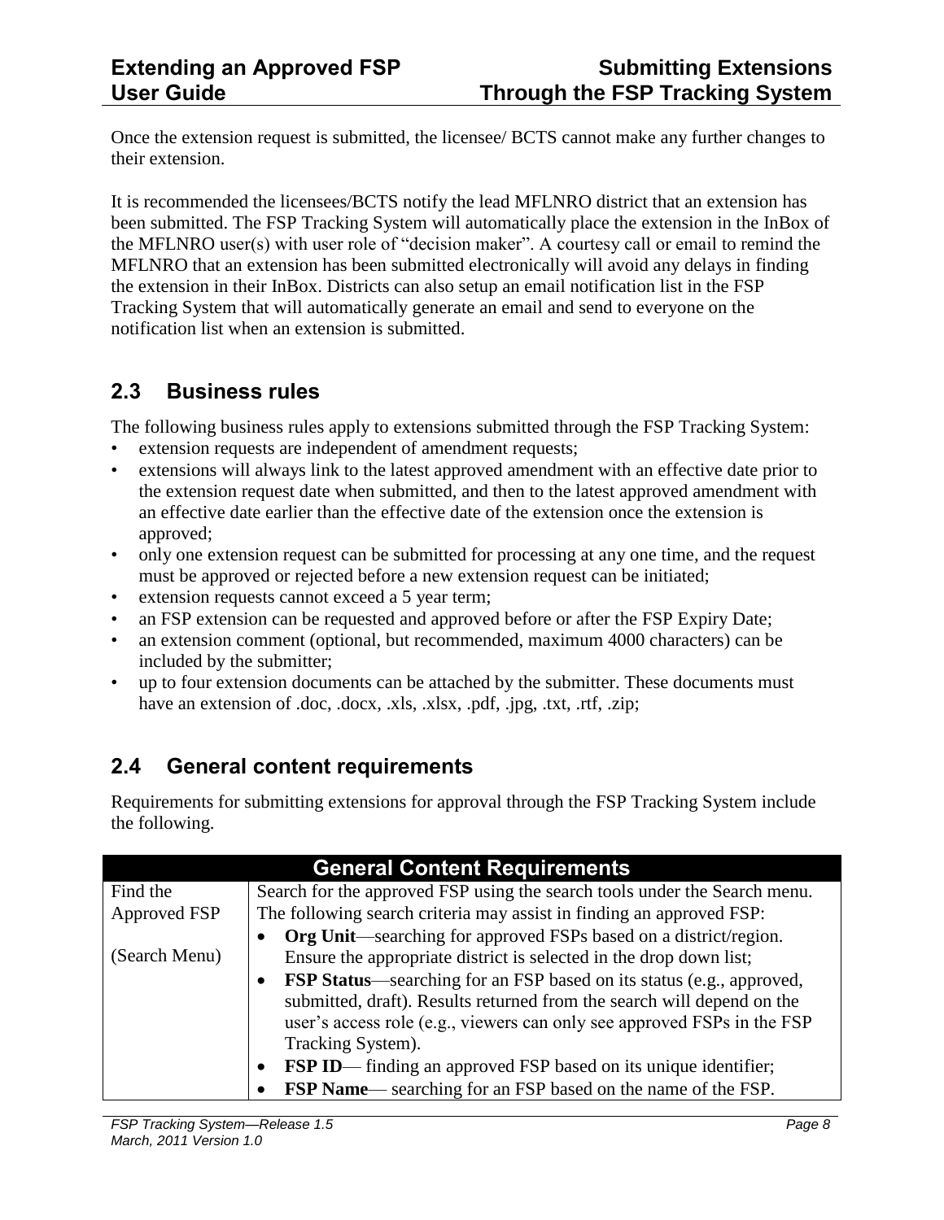Once the extension request is submitted, the licensee/ BCTS cannot make any further changes to their extension.

It is recommended the licensees/BCTS notify the lead MFLNRO district that an extension has been submitted. The FSP Tracking System will automatically place the extension in the InBox of the MFLNRO user(s) with user role of "decision maker". A courtesy call or email to remind the MFLNRO that an extension has been submitted electronically will avoid any delays in finding the extension in their InBox. Districts can also setup an email notification list in the FSP Tracking System that will automatically generate an email and send to everyone on the notification list when an extension is submitted.

## 2.3 Business rules

The following business rules apply to extensions submitted through the FSP Tracking System:

- extension requests are independent of amendment requests;
- extensions will always link to the latest approved amendment with an effective date prior to the extension request date when submitted, and then to the latest approved amendment with an effective date earlier than the effective date of the extension once the extension is approved;
- only one extension request can be submitted for processing at any one time, and the request must be approved or rejected before a new extension request can be initiated;
- extension requests cannot exceed a 5 year term;
- an FSP extension can be requested and approved before or after the FSP Expiry Date;
- an extension comment (optional, but recommended, maximum 4000 characters) can be included by the submitter;
- up to four extension documents can be attached by the submitter. These documents must have an extension of .doc, .docx, .xls, .xlsx, .pdf, .jpg, .txt, .rtf, .zip;

## 2.4 General content requirements

Requirements for submitting extensions for approval through the FSP Tracking System include the following.

| General Content Requirements | |
|---|---|
| Find the Approved FSP<br><br>(Search Menu) | Search for the approved FSP using the search tools under the Search menu. The following search criteria may assist in finding an approved FSP:<br>• **Org Unit**—searching for approved FSPs based on a district/region. Ensure the appropriate district is selected in the drop down list;<br>• **FSP Status**—searching for an FSP based on its status (e.g., approved, submitted, draft). Results returned from the search will depend on the user's access role (e.g., viewers can only see approved FSPs in the FSP Tracking System).<br>• **FSP ID**— finding an approved FSP based on its unique identifier;<br>• **FSP Name**— searching for an FSP based on the name of the FSP. |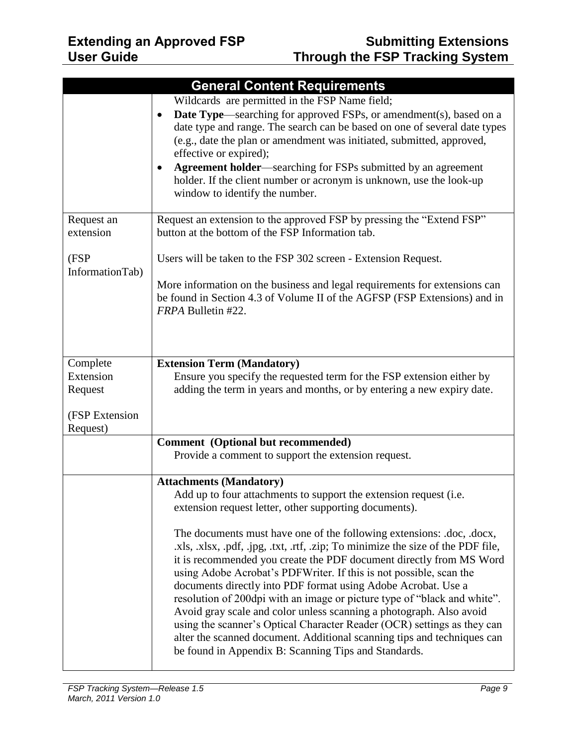| General Content Requirements | |
|---|---|
| | Wildcards are permitted in the FSP Name field;<br>• **Date Type**—searching for approved FSPs, or amendment(s), based on a date type and range. The search can be based on one of several date types (e.g., date the plan or amendment was initiated, submitted, approved, effective or expired);<br>• **Agreement holder**—searching for FSPs submitted by an agreement holder. If the client number or acronym is unknown, use the look-up window to identify the number. |
| Request an extension<br><br>(FSP InformationTab) | Request an extension to the approved FSP by pressing the "Extend FSP" button at the bottom of the FSP Information tab.<br><br>Users will be taken to the FSP 302 screen - Extension Request.<br><br>More information on the business and legal requirements for extensions can be found in Section 4.3 of Volume II of the AGFSP (FSP Extensions) and in *FRPA* Bulletin #22. |
| Complete Extension Request<br><br>(FSP Extension Request) | **Extension Term (Mandatory)**<br>Ensure you specify the requested term for the FSP extension either by adding the term in years and months, or by entering a new expiry date. |
| | **Comment (Optional but recommended)**<br>Provide a comment to support the extension request. |
| | **Attachments (Mandatory)**<br>Add up to four attachments to support the extension request (i.e. extension request letter, other supporting documents).<br><br>The documents must have one of the following extensions: .doc, .docx, .xls, .xlsx, .pdf, .jpg, .txt, .rtf, .zip; To minimize the size of the PDF file, it is recommended you create the PDF document directly from MS Word using Adobe Acrobat's PDFWriter. If this is not possible, scan the documents directly into PDF format using Adobe Acrobat. Use a resolution of 200dpi with an image or picture type of "black and white". Avoid gray scale and color unless scanning a photograph. Also avoid using the scanner's Optical Character Reader (OCR) settings as they can alter the scanned document. Additional scanning tips and techniques can be found in Appendix B: Scanning Tips and Standards. |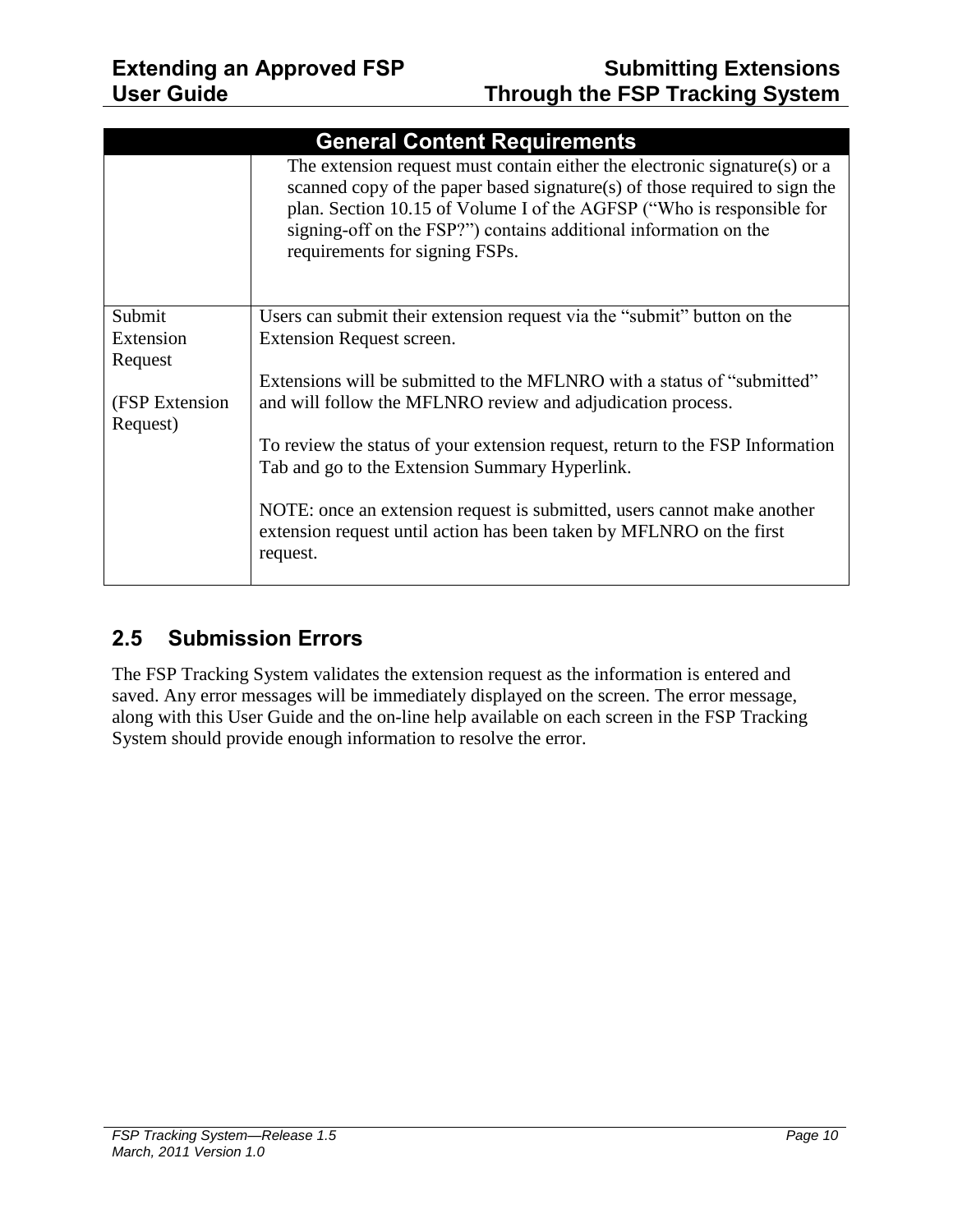| General Content Requirements | |
|---|---|
| | The extension request must contain either the electronic signature(s) or a scanned copy of the paper based signature(s) of those required to sign the plan. Section 10.15 of Volume I of the AGFSP ("Who is responsible for signing-off on the FSP?") contains additional information on the requirements for signing FSPs. |
| Submit Extension Request<br><br>(FSP Extension Request) | Users can submit their extension request via the "submit" button on the Extension Request screen.<br><br>Extensions will be submitted to the MFLNRO with a status of "submitted" and will follow the MFLNRO review and adjudication process.<br><br>To review the status of your extension request, return to the FSP Information Tab and go to the Extension Summary Hyperlink.<br><br>NOTE: once an extension request is submitted, users cannot make another extension request until action has been taken by MFLNRO on the first request. |

## 2.5 Submission Errors

The FSP Tracking System validates the extension request as the information is entered and saved. Any error messages will be immediately displayed on the screen. The error message, along with this User Guide and the on-line help available on each screen in the FSP Tracking System should provide enough information to resolve the error.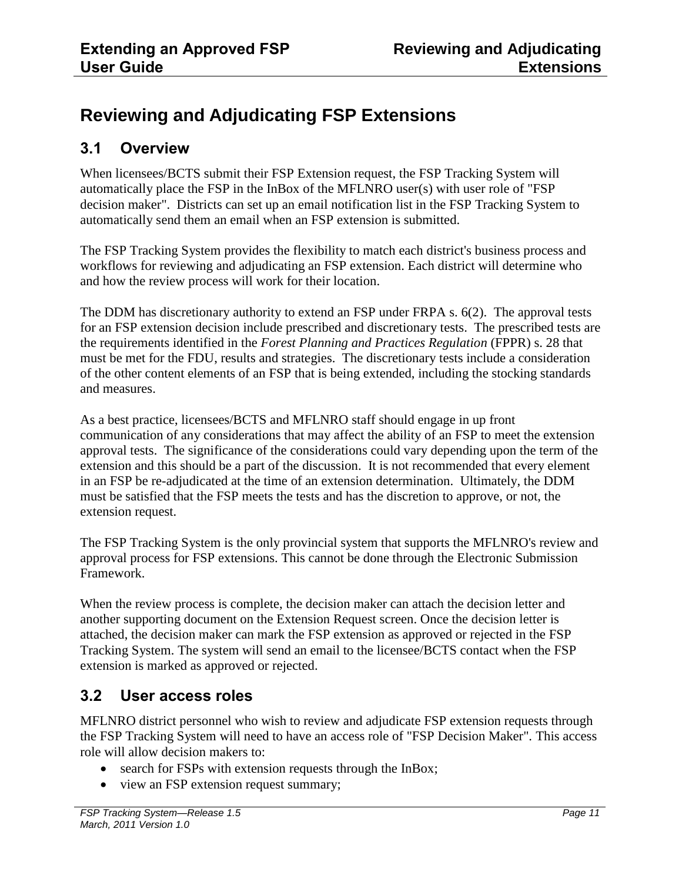# Reviewing and Adjudicating FSP Extensions

## 3.1 Overview

When licensees/BCTS submit their FSP Extension request, the FSP Tracking System will automatically place the FSP in the InBox of the MFLNRO user(s) with user role of "FSP decision maker". Districts can set up an email notification list in the FSP Tracking System to automatically send them an email when an FSP extension is submitted.

The FSP Tracking System provides the flexibility to match each district's business process and workflows for reviewing and adjudicating an FSP extension. Each district will determine who and how the review process will work for their location.

The DDM has discretionary authority to extend an FSP under FRPA s. 6(2). The approval tests for an FSP extension decision include prescribed and discretionary tests. The prescribed tests are the requirements identified in the *Forest Planning and Practices Regulation* (FPPR) s. 28 that must be met for the FDU, results and strategies. The discretionary tests include a consideration of the other content elements of an FSP that is being extended, including the stocking standards and measures.

As a best practice, licensees/BCTS and MFLNRO staff should engage in up front communication of any considerations that may affect the ability of an FSP to meet the extension approval tests. The significance of the considerations could vary depending upon the term of the extension and this should be a part of the discussion. It is not recommended that every element in an FSP be re-adjudicated at the time of an extension determination. Ultimately, the DDM must be satisfied that the FSP meets the tests and has the discretion to approve, or not, the extension request.

The FSP Tracking System is the only provincial system that supports the MFLNRO's review and approval process for FSP extensions. This cannot be done through the Electronic Submission Framework.

When the review process is complete, the decision maker can attach the decision letter and another supporting document on the Extension Request screen. Once the decision letter is attached, the decision maker can mark the FSP extension as approved or rejected in the FSP Tracking System. The system will send an email to the licensee/BCTS contact when the FSP extension is marked as approved or rejected.

## 3.2 User access roles

MFLNRO district personnel who wish to review and adjudicate FSP extension requests through the FSP Tracking System will need to have an access role of "FSP Decision Maker". This access role will allow decision makers to:

- search for FSPs with extension requests through the InBox;
- view an FSP extension request summary;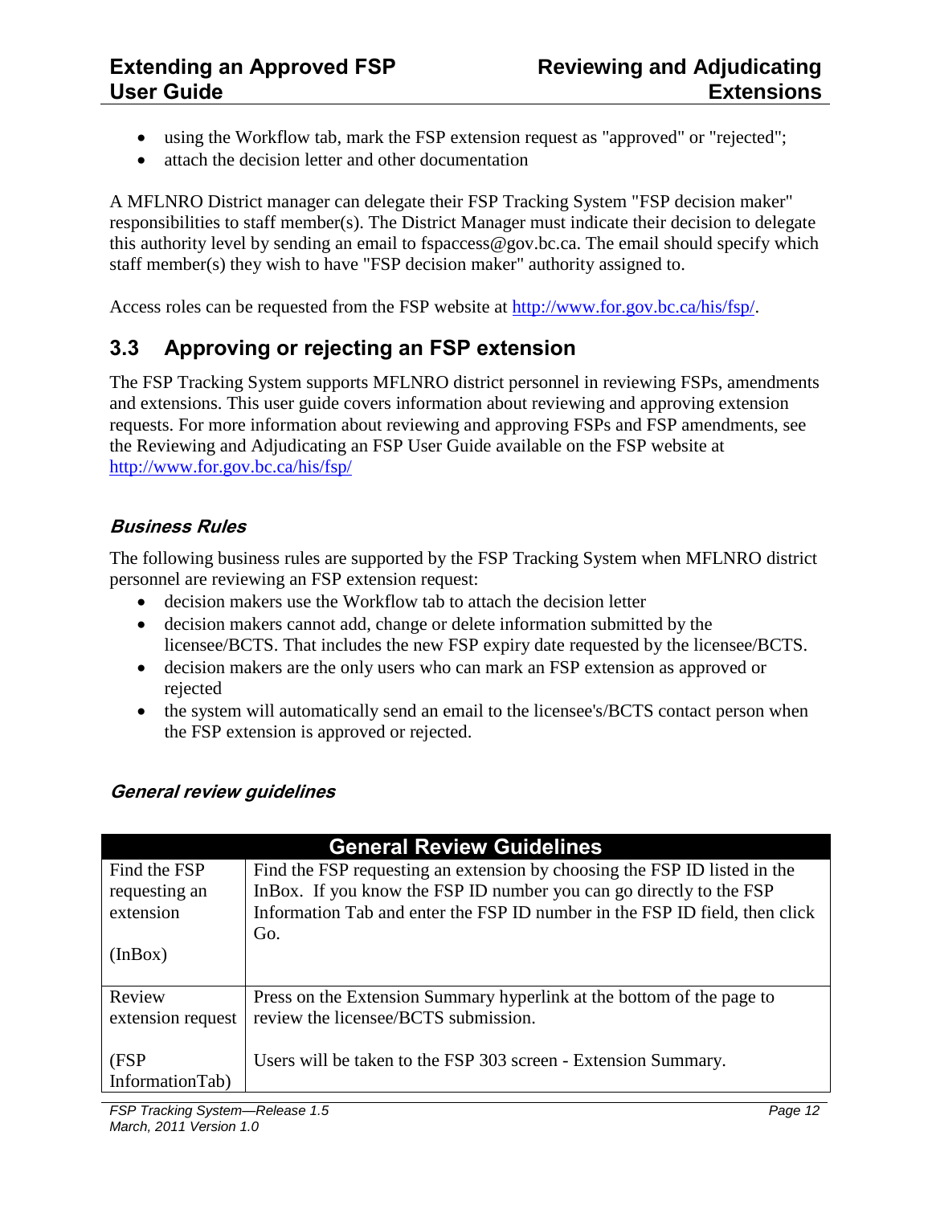- using the Workflow tab, mark the FSP extension request as "approved" or "rejected";
- attach the decision letter and other documentation

A MFLNRO District manager can delegate their FSP Tracking System "FSP decision maker" responsibilities to staff member(s). The District Manager must indicate their decision to delegate this authority level by sending an email to fspaccess@gov.bc.ca. The email should specify which staff member(s) they wish to have "FSP decision maker" authority assigned to.

Access roles can be requested from the FSP website at http://www.for.gov.bc.ca/his/fsp/.

## 3.3 Approving or rejecting an FSP extension

The FSP Tracking System supports MFLNRO district personnel in reviewing FSPs, amendments and extensions. This user guide covers information about reviewing and approving extension requests. For more information about reviewing and approving FSPs and FSP amendments, see the Reviewing and Adjudicating an FSP User Guide available on the FSP website at http://www.for.gov.bc.ca/his/fsp/

### *Business Rules*

The following business rules are supported by the FSP Tracking System when MFLNRO district personnel are reviewing an FSP extension request:

- decision makers use the Workflow tab to attach the decision letter
- decision makers cannot add, change or delete information submitted by the licensee/BCTS. That includes the new FSP expiry date requested by the licensee/BCTS.
- decision makers are the only users who can mark an FSP extension as approved or rejected
- the system will automatically send an email to the licensee's/BCTS contact person when the FSP extension is approved or rejected.

### *General review guidelines*

| General Review Guidelines | |
|---|---|
| Find the FSP requesting an extension<br><br>(InBox) | Find the FSP requesting an extension by choosing the FSP ID listed in the InBox. If you know the FSP ID number you can go directly to the FSP Information Tab and enter the FSP ID number in the FSP ID field, then click Go. |
| Review extension request<br><br>(FSP InformationTab) | Press on the Extension Summary hyperlink at the bottom of the page to review the licensee/BCTS submission.<br><br>Users will be taken to the FSP 303 screen - Extension Summary. |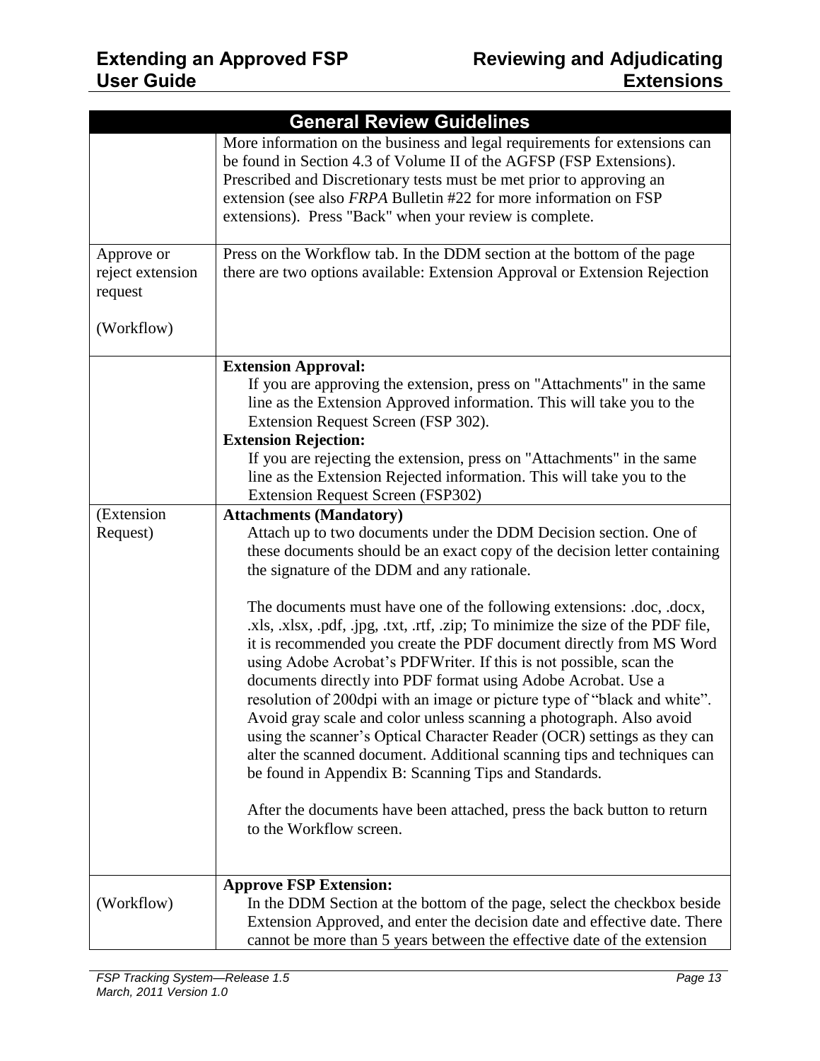| General Review Guidelines | |
|---|---|
| | More information on the business and legal requirements for extensions can be found in Section 4.3 of Volume II of the AGFSP (FSP Extensions). Prescribed and Discretionary tests must be met prior to approving an extension (see also *FRPA* Bulletin #22 for more information on FSP extensions). Press "Back" when your review is complete. |
| Approve or reject extension request<br><br>(Workflow) | Press on the Workflow tab. In the DDM section at the bottom of the page there are two options available: Extension Approval or Extension Rejection |
| | **Extension Approval:**<br>If you are approving the extension, press on "Attachments" in the same line as the Extension Approved information. This will take you to the Extension Request Screen (FSP 302).<br>**Extension Rejection:**<br>If you are rejecting the extension, press on "Attachments" in the same line as the Extension Rejected information. This will take you to the Extension Request Screen (FSP302) |
| (Extension Request) | **Attachments (Mandatory)**<br>Attach up to two documents under the DDM Decision section. One of these documents should be an exact copy of the decision letter containing the signature of the DDM and any rationale.<br><br>The documents must have one of the following extensions: .doc, .docx, .xls, .xlsx, .pdf, .jpg, .txt, .rtf, .zip; To minimize the size of the PDF file, it is recommended you create the PDF document directly from MS Word using Adobe Acrobat's PDFWriter. If this is not possible, scan the documents directly into PDF format using Adobe Acrobat. Use a resolution of 200dpi with an image or picture type of "black and white". Avoid gray scale and color unless scanning a photograph. Also avoid using the scanner's Optical Character Reader (OCR) settings as they can alter the scanned document. Additional scanning tips and techniques can be found in Appendix B: Scanning Tips and Standards.<br><br>After the documents have been attached, press the back button to return to the Workflow screen. |
| (Workflow) | **Approve FSP Extension:**<br>In the DDM Section at the bottom of the page, select the checkbox beside Extension Approved, and enter the decision date and effective date. There cannot be more than 5 years between the effective date of the extension |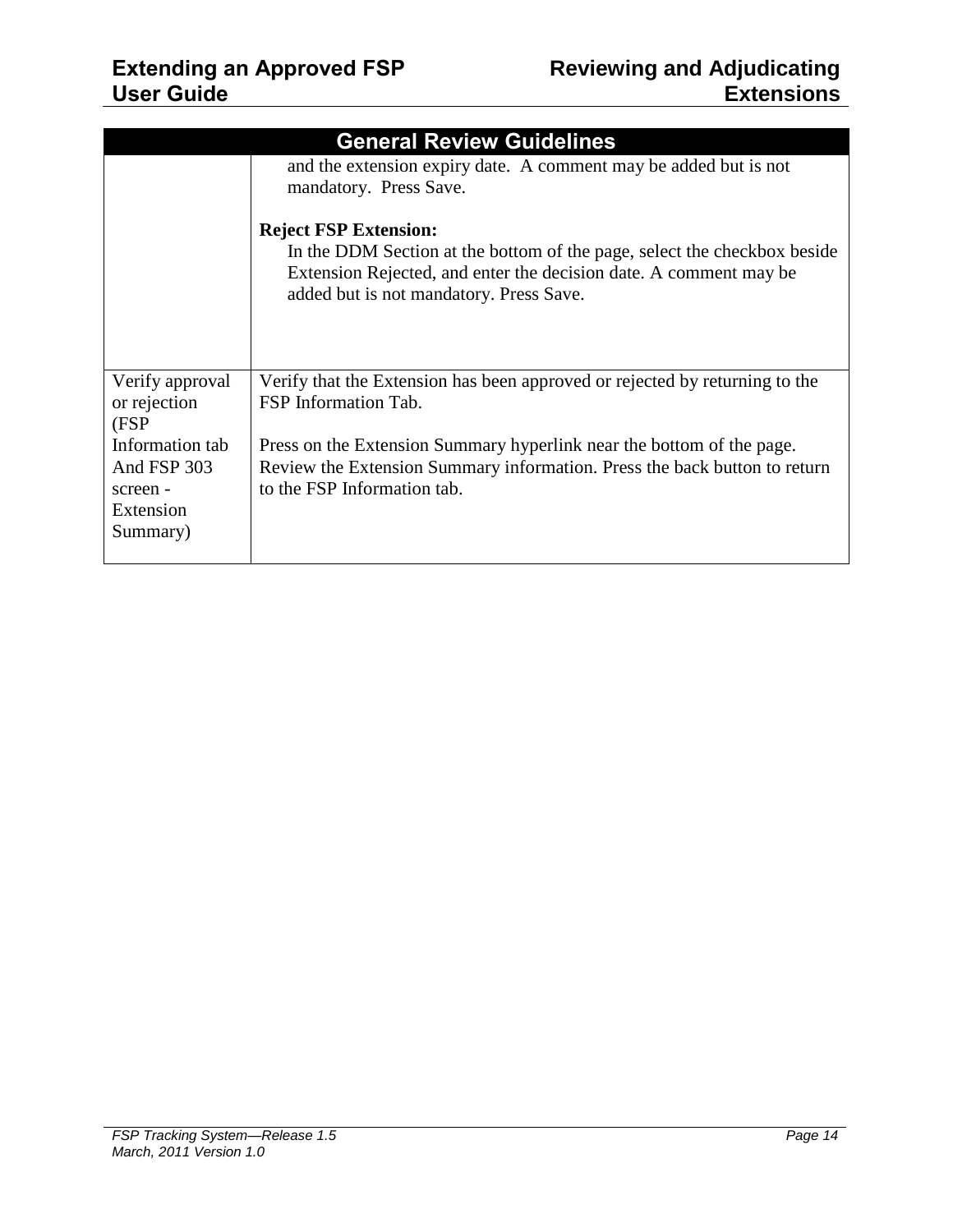| General Review Guidelines | |
|---|---|
| | and the extension expiry date. A comment may be added but is not mandatory. Press Save.<br><br>**Reject FSP Extension:**<br>In the DDM Section at the bottom of the page, select the checkbox beside Extension Rejected, and enter the decision date. A comment may be added but is not mandatory. Press Save. |
| Verify approval or rejection (FSP Information tab And FSP 303 screen - Extension Summary) | Verify that the Extension has been approved or rejected by returning to the FSP Information Tab.<br><br>Press on the Extension Summary hyperlink near the bottom of the page. Review the Extension Summary information. Press the back button to return to the FSP Information tab. |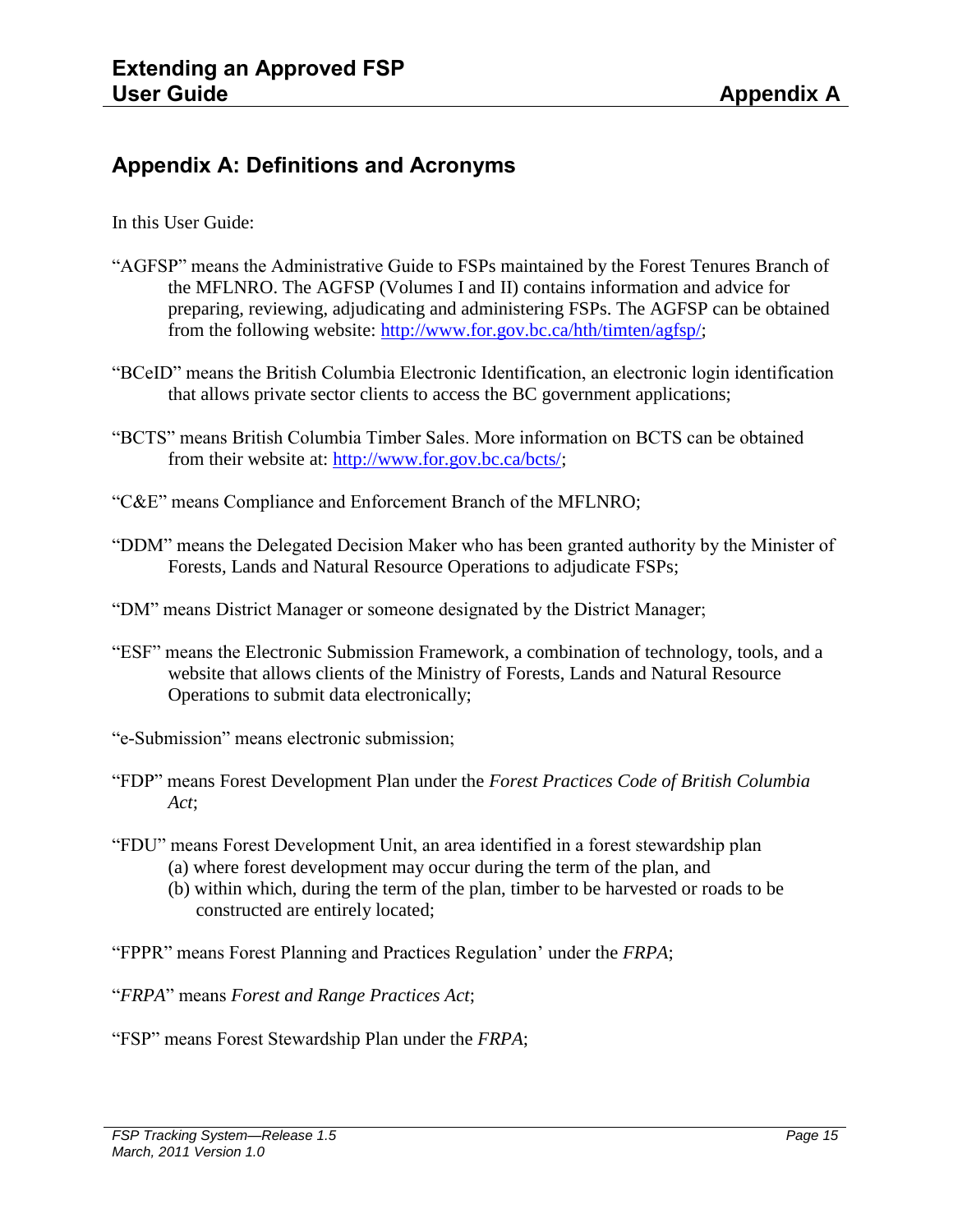## Appendix A: Definitions and Acronyms

In this User Guide:

"AGFSP" means the Administrative Guide to FSPs maintained by the Forest Tenures Branch of the MFLNRO. The AGFSP (Volumes I and II) contains information and advice for preparing, reviewing, adjudicating and administering FSPs. The AGFSP can be obtained from the following website: [http://www.for.gov.bc.ca/hth/timten/agfsp/](http://www.for.gov.bc.ca/hth/timten/agfsp/);

"BCeID" means the British Columbia Electronic Identification, an electronic login identification that allows private sector clients to access the BC government applications;

"BCTS" means British Columbia Timber Sales. More information on BCTS can be obtained from their website at: [http://www.for.gov.bc.ca/bcts/](http://www.for.gov.bc.ca/bcts/);

"C&E" means Compliance and Enforcement Branch of the MFLNRO;

"DDM" means the Delegated Decision Maker who has been granted authority by the Minister of Forests, Lands and Natural Resource Operations to adjudicate FSPs;

"DM" means District Manager or someone designated by the District Manager;

"ESF" means the Electronic Submission Framework, a combination of technology, tools, and a website that allows clients of the Ministry of Forests, Lands and Natural Resource Operations to submit data electronically;

"e-Submission" means electronic submission;

"FDP" means Forest Development Plan under the *Forest Practices Code of British Columbia Act*;

"FDU" means Forest Development Unit, an area identified in a forest stewardship plan
- (a) where forest development may occur during the term of the plan, and
- (b) within which, during the term of the plan, timber to be harvested or roads to be constructed are entirely located;

"FPPR" means Forest Planning and Practices Regulation' under the *FRPA*;

"*FRPA*" means *Forest and Range Practices Act*;

"FSP" means Forest Stewardship Plan under the *FRPA*;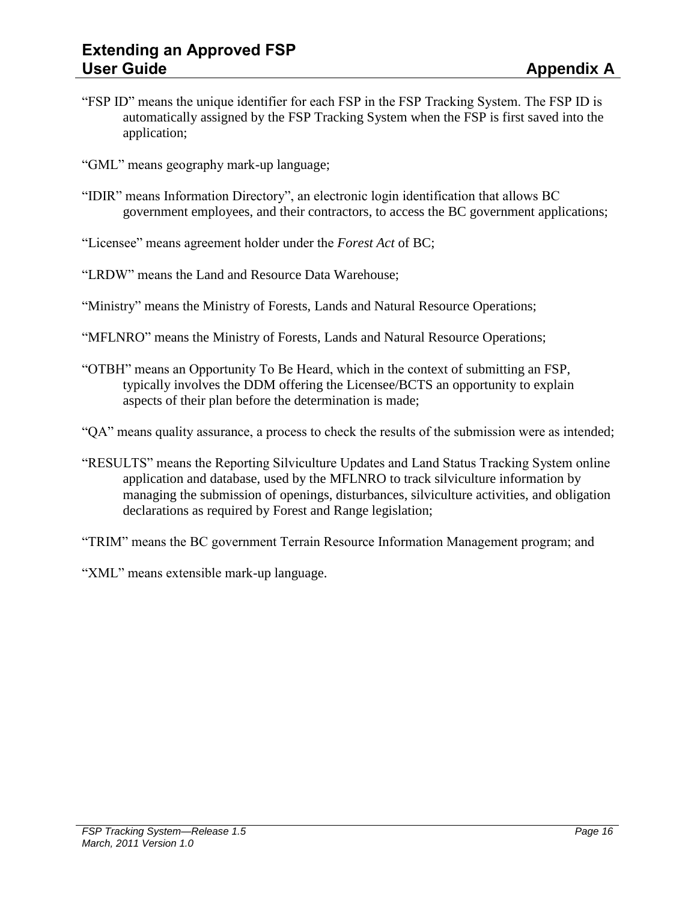"FSP ID" means the unique identifier for each FSP in the FSP Tracking System. The FSP ID is automatically assigned by the FSP Tracking System when the FSP is first saved into the application;

"GML" means geography mark-up language;

"IDIR" means Information Directory", an electronic login identification that allows BC government employees, and their contractors, to access the BC government applications;

"Licensee" means agreement holder under the *Forest Act* of BC;

"LRDW" means the Land and Resource Data Warehouse;

"Ministry" means the Ministry of Forests, Lands and Natural Resource Operations;

"MFLNRO" means the Ministry of Forests, Lands and Natural Resource Operations;

"OTBH" means an Opportunity To Be Heard, which in the context of submitting an FSP, typically involves the DDM offering the Licensee/BCTS an opportunity to explain aspects of their plan before the determination is made;

"QA" means quality assurance, a process to check the results of the submission were as intended;

"RESULTS" means the Reporting Silviculture Updates and Land Status Tracking System online application and database, used by the MFLNRO to track silviculture information by managing the submission of openings, disturbances, silviculture activities, and obligation declarations as required by Forest and Range legislation;

"TRIM" means the BC government Terrain Resource Information Management program; and

"XML" means extensible mark-up language.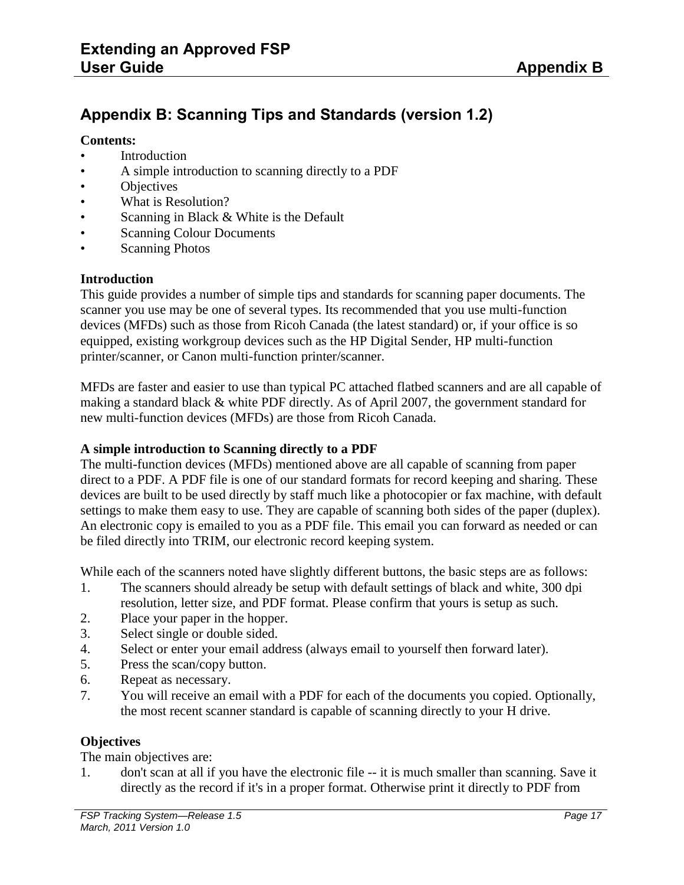## Appendix B: Scanning Tips and Standards (version 1.2)

**Contents:**

- Introduction
- A simple introduction to scanning directly to a PDF
- Objectives
- What is Resolution?
- Scanning in Black & White is the Default
- Scanning Colour Documents
- Scanning Photos

**Introduction**

This guide provides a number of simple tips and standards for scanning paper documents. The scanner you use may be one of several types. Its recommended that you use multi-function devices (MFDs) such as those from Ricoh Canada (the latest standard) or, if your office is so equipped, existing workgroup devices such as the HP Digital Sender, HP multi-function printer/scanner, or Canon multi-function printer/scanner.

MFDs are faster and easier to use than typical PC attached flatbed scanners and are all capable of making a standard black & white PDF directly. As of April 2007, the government standard for new multi-function devices (MFDs) are those from Ricoh Canada.

**A simple introduction to Scanning directly to a PDF**

The multi-function devices (MFDs) mentioned above are all capable of scanning from paper direct to a PDF. A PDF file is one of our standard formats for record keeping and sharing. These devices are built to be used directly by staff much like a photocopier or fax machine, with default settings to make them easy to use. They are capable of scanning both sides of the paper (duplex). An electronic copy is emailed to you as a PDF file. This email you can forward as needed or can be filed directly into TRIM, our electronic record keeping system.

While each of the scanners noted have slightly different buttons, the basic steps are as follows:

1. The scanners should already be setup with default settings of black and white, 300 dpi resolution, letter size, and PDF format. Please confirm that yours is setup as such.
2. Place your paper in the hopper.
3. Select single or double sided.
4. Select or enter your email address (always email to yourself then forward later).
5. Press the scan/copy button.
6. Repeat as necessary.
7. You will receive an email with a PDF for each of the documents you copied. Optionally, the most recent scanner standard is capable of scanning directly to your H drive.

**Objectives**

The main objectives are:

1. don't scan at all if you have the electronic file -- it is much smaller than scanning. Save it directly as the record if it's in a proper format. Otherwise print it directly to PDF from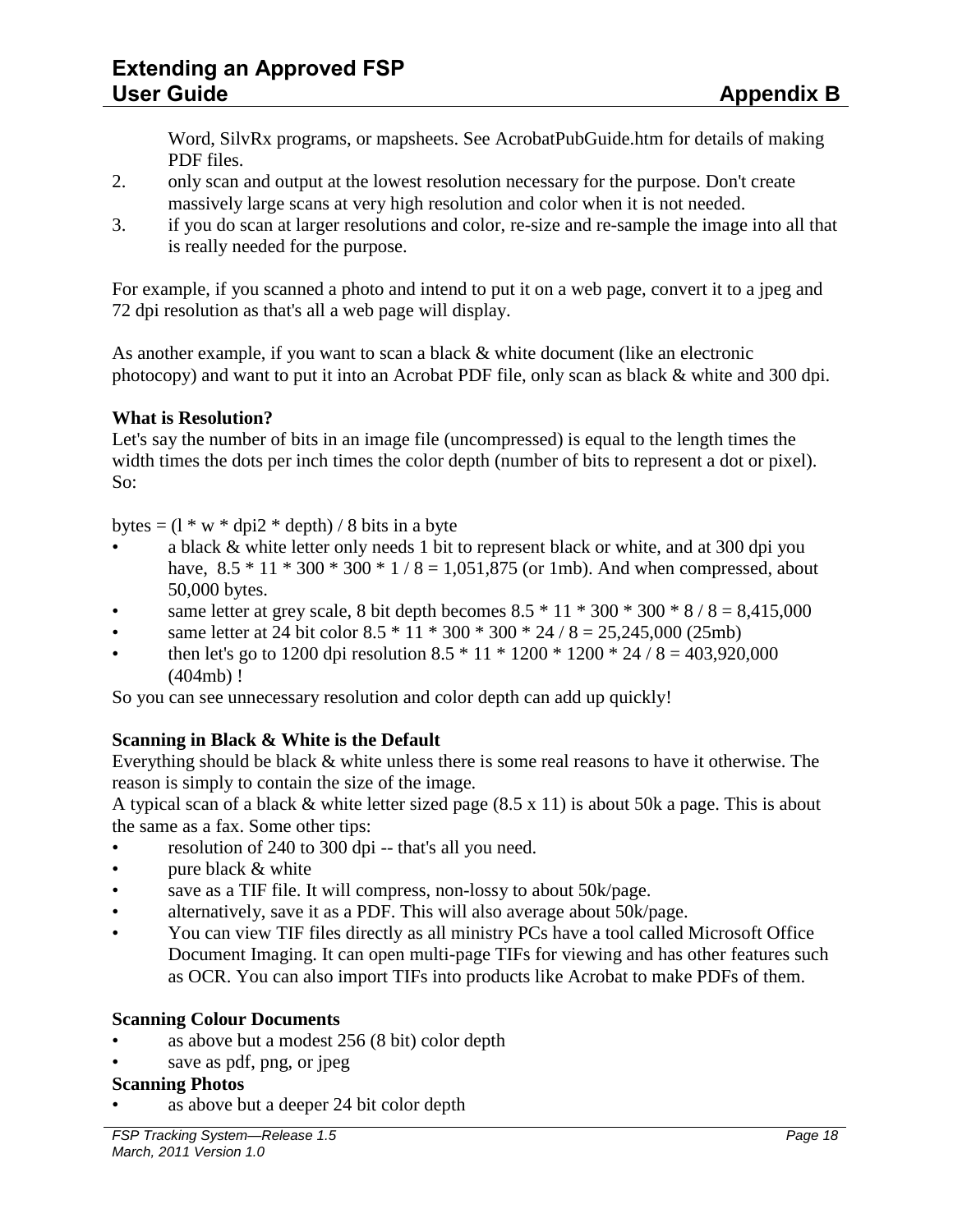Word, SilvRx programs, or mapsheets. See AcrobatPubGuide.htm for details of making PDF files.

2. only scan and output at the lowest resolution necessary for the purpose. Don't create massively large scans at very high resolution and color when it is not needed.
3. if you do scan at larger resolutions and color, re-size and re-sample the image into all that is really needed for the purpose.

For example, if you scanned a photo and intend to put it on a web page, convert it to a jpeg and 72 dpi resolution as that's all a web page will display.

As another example, if you want to scan a black & white document (like an electronic photocopy) and want to put it into an Acrobat PDF file, only scan as black & white and 300 dpi.

**What is Resolution?**

Let's say the number of bits in an image file (uncompressed) is equal to the length times the width times the dots per inch times the color depth (number of bits to represent a dot or pixel). So:

bytes = (l * w * dpi2 * depth) / 8 bits in a byte

- a black & white letter only needs 1 bit to represent black or white, and at 300 dpi you have, 8.5 * 11 * 300 * 300 * 1 / 8 = 1,051,875 (or 1mb). And when compressed, about 50,000 bytes.
- same letter at grey scale, 8 bit depth becomes 8.5 * 11 * 300 * 300 * 8 / 8 = 8,415,000
- same letter at 24 bit color 8.5 * 11 * 300 * 300 * 24 / 8 = 25,245,000 (25mb)
- then let's go to 1200 dpi resolution 8.5 * 11 * 1200 * 1200 * 24 / 8 = 403,920,000 (404mb) !

So you can see unnecessary resolution and color depth can add up quickly!

**Scanning in Black & White is the Default**

Everything should be black & white unless there is some real reasons to have it otherwise. The reason is simply to contain the size of the image.

A typical scan of a black & white letter sized page (8.5 x 11) is about 50k a page. This is about the same as a fax. Some other tips:

- resolution of 240 to 300 dpi -- that's all you need.
- pure black & white
- save as a TIF file. It will compress, non-lossy to about 50k/page.
- alternatively, save it as a PDF. This will also average about 50k/page.
- You can view TIF files directly as all ministry PCs have a tool called Microsoft Office Document Imaging. It can open multi-page TIFs for viewing and has other features such as OCR. You can also import TIFs into products like Acrobat to make PDFs of them.

**Scanning Colour Documents**

- as above but a modest 256 (8 bit) color depth
- save as pdf, png, or jpeg

**Scanning Photos**

- as above but a deeper 24 bit color depth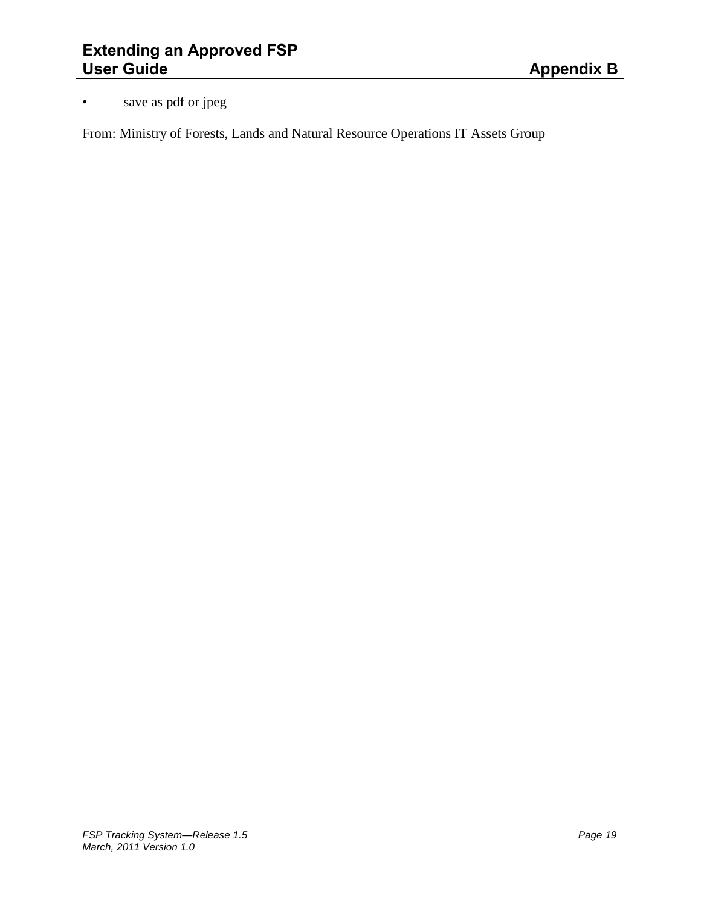- save as pdf or jpeg

From: Ministry of Forests, Lands and Natural Resource Operations IT Assets Group